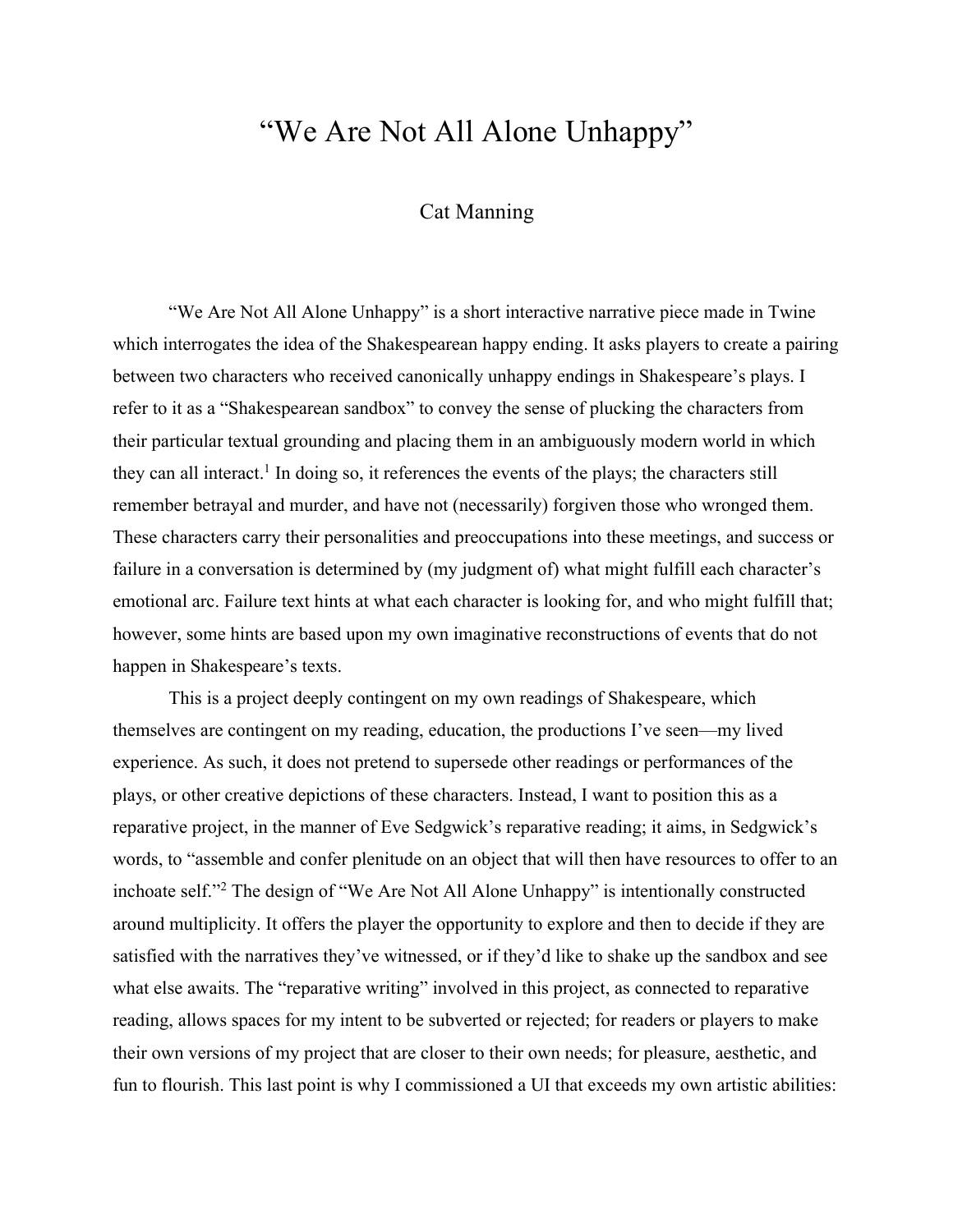# “We Are Not All Alone Unhappy”

Cat Manning

“We Are Not All Alone Unhappy” is a short interactive narrative piece made in Twine which interrogates the idea of the Shakespearean happy ending. It asks players to create a pairing between two characters who received canonically unhappy endings in Shakespeare’s plays. I refer to it as a “Shakespearean sandbox” to convey the sense of plucking the characters from their particular textual grounding and placing them in an ambiguously modern world in which they can all interact.[1] In doing so, it references the events of the plays; the characters still remember betrayal and murder, and have not (necessarily) forgiven those who wronged them. These characters carry their personalities and preoccupations into these meetings, and success or failure in a conversation is determined by (my judgment of) what might fulfill each character’s emotional arc. Failure text hints at what each character is looking for, and who might fulfill that; however, some hints are based upon my own imaginative reconstructions of events that do not happen in Shakespeare’s texts.

This is a project deeply contingent on my own readings of Shakespeare, which themselves are contingent on my reading, education, the productions I’ve seen—my lived experience. As such, it does not pretend to supersede other readings or performances of the plays, or other creative depictions of these characters. Instead, I want to position this as a reparative project, in the manner of Eve Sedgwick’s reparative reading; it aims, in Sedgwick’s words, to “assemble and confer plenitude on an object that will then have resources to offer to an inchoate self.”[2] The design of “We Are Not All Alone Unhappy” is intentionally constructed around multiplicity. It offers the player the opportunity to explore and then to decide if they are satisfied with the narratives they’ve witnessed, or if they’d like to shake up the sandbox and see what else awaits. The “reparative writing” involved in this project, as connected to reparative reading, allows spaces for my intent to be subverted or rejected; for readers or players to make their own versions of my project that are closer to their own needs; for pleasure, aesthetic, and fun to flourish. This last point is why I commissioned a UI that exceeds my own artistic abilities: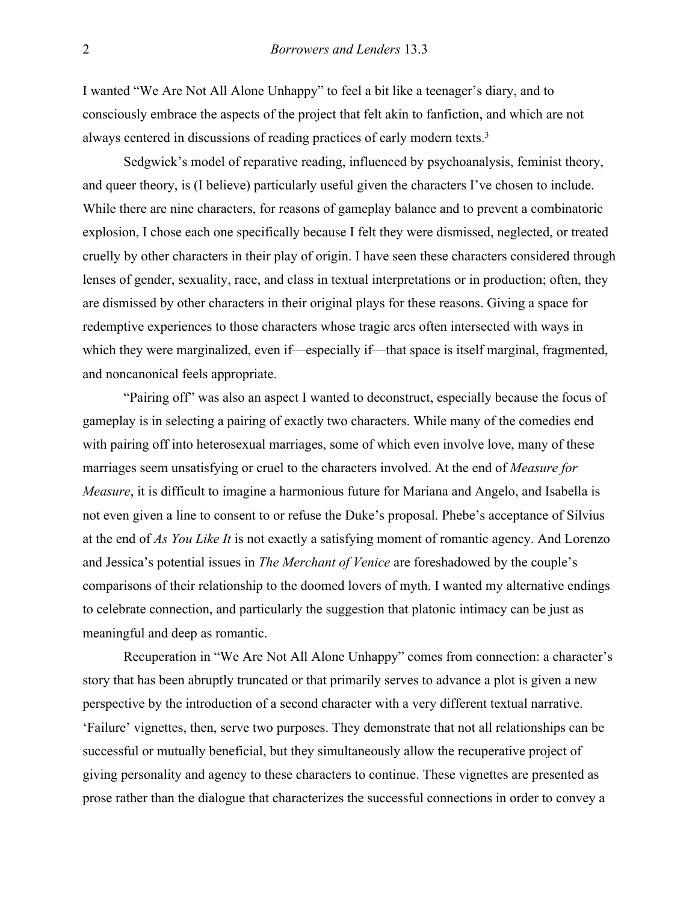I wanted "We Are Not All Alone Unhappy" to feel a bit like a teenager's diary, and to consciously embrace the aspects of the project that felt akin to fanfiction, and which are not always centered in discussions of reading practices of early modern texts.[3]

Sedgwick's model of reparative reading, influenced by psychoanalysis, feminist theory, and queer theory, is (I believe) particularly useful given the characters I've chosen to include. While there are nine characters, for reasons of gameplay balance and to prevent a combinatoric explosion, I chose each one specifically because I felt they were dismissed, neglected, or treated cruelly by other characters in their play of origin. I have seen these characters considered through lenses of gender, sexuality, race, and class in textual interpretations or in production; often, they are dismissed by other characters in their original plays for these reasons. Giving a space for redemptive experiences to those characters whose tragic arcs often intersected with ways in which they were marginalized, even if—especially if—that space is itself marginal, fragmented, and noncanonical feels appropriate.

"Pairing off" was also an aspect I wanted to deconstruct, especially because the focus of gameplay is in selecting a pairing of exactly two characters. While many of the comedies end with pairing off into heterosexual marriages, some of which even involve love, many of these marriages seem unsatisfying or cruel to the characters involved. At the end of *Measure for Measure*, it is difficult to imagine a harmonious future for Mariana and Angelo, and Isabella is not even given a line to consent to or refuse the Duke's proposal. Phebe's acceptance of Silvius at the end of *As You Like It* is not exactly a satisfying moment of romantic agency. And Lorenzo and Jessica's potential issues in *The Merchant of Venice* are foreshadowed by the couple's comparisons of their relationship to the doomed lovers of myth. I wanted my alternative endings to celebrate connection, and particularly the suggestion that platonic intimacy can be just as meaningful and deep as romantic.

Recuperation in "We Are Not All Alone Unhappy" comes from connection: a character's story that has been abruptly truncated or that primarily serves to advance a plot is given a new perspective by the introduction of a second character with a very different textual narrative. 'Failure' vignettes, then, serve two purposes. They demonstrate that not all relationships can be successful or mutually beneficial, but they simultaneously allow the recuperative project of giving personality and agency to these characters to continue. These vignettes are presented as prose rather than the dialogue that characterizes the successful connections in order to convey a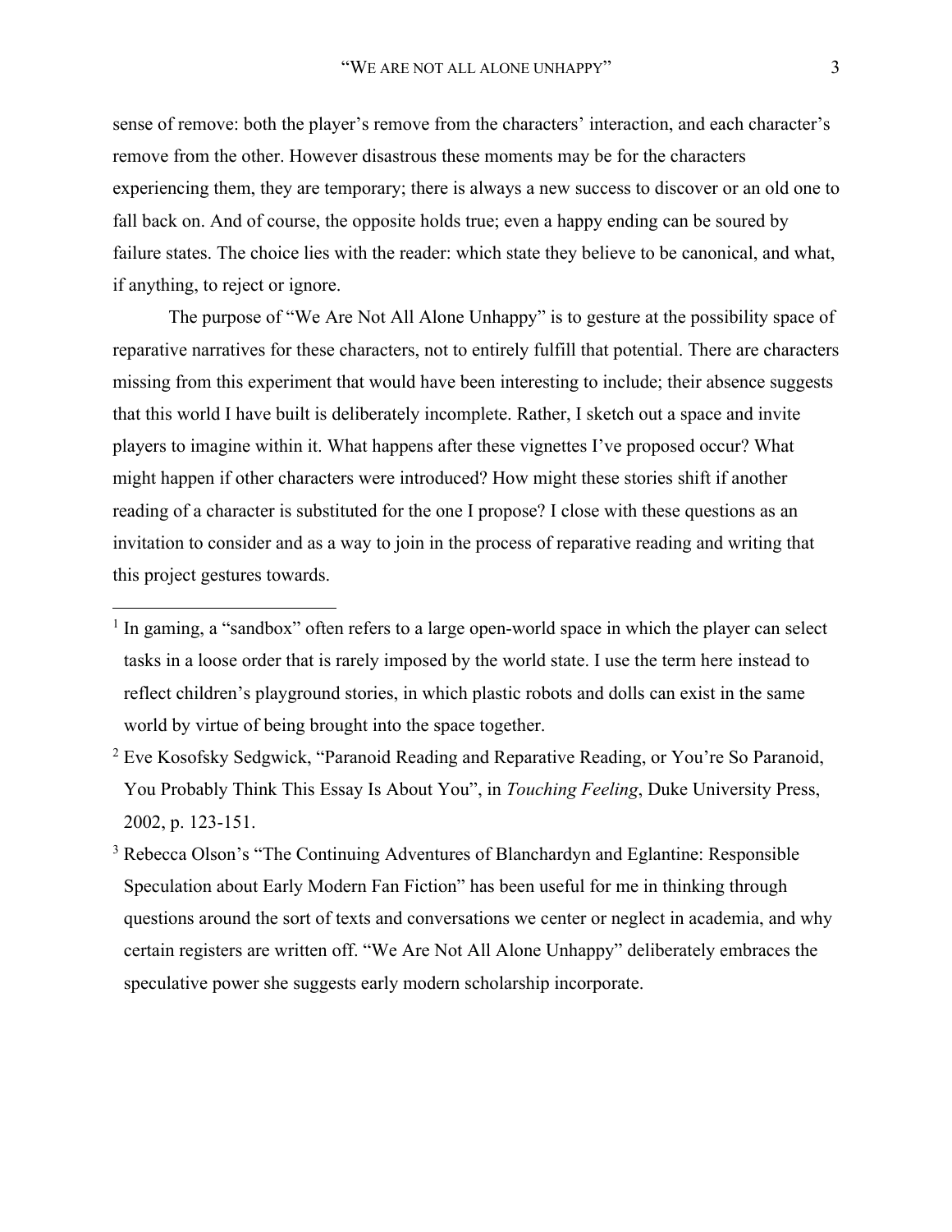sense of remove: both the player's remove from the characters' interaction, and each character's remove from the other. However disastrous these moments may be for the characters experiencing them, they are temporary; there is always a new success to discover or an old one to fall back on. And of course, the opposite holds true; even a happy ending can be soured by failure states. The choice lies with the reader: which state they believe to be canonical, and what, if anything, to reject or ignore.

The purpose of "We Are Not All Alone Unhappy" is to gesture at the possibility space of reparative narratives for these characters, not to entirely fulfill that potential. There are characters missing from this experiment that would have been interesting to include; their absence suggests that this world I have built is deliberately incomplete. Rather, I sketch out a space and invite players to imagine within it. What happens after these vignettes I've proposed occur? What might happen if other characters were introduced? How might these stories shift if another reading of a character is substituted for the one I propose? I close with these questions as an invitation to consider and as a way to join in the process of reparative reading and writing that this project gestures towards.

---

[1] In gaming, a "sandbox" often refers to a large open-world space in which the player can select tasks in a loose order that is rarely imposed by the world state. I use the term here instead to reflect children's playground stories, in which plastic robots and dolls can exist in the same world by virtue of being brought into the space together.

[2] Eve Kosofsky Sedgwick, "Paranoid Reading and Reparative Reading, or You're So Paranoid, You Probably Think This Essay Is About You", in *Touching Feeling*, Duke University Press, 2002, p. 123-151.

[3] Rebecca Olson's "The Continuing Adventures of Blanchardyn and Eglantine: Responsible Speculation about Early Modern Fan Fiction" has been useful for me in thinking through questions around the sort of texts and conversations we center or neglect in academia, and why certain registers are written off. "We Are Not All Alone Unhappy" deliberately embraces the speculative power she suggests early modern scholarship incorporate.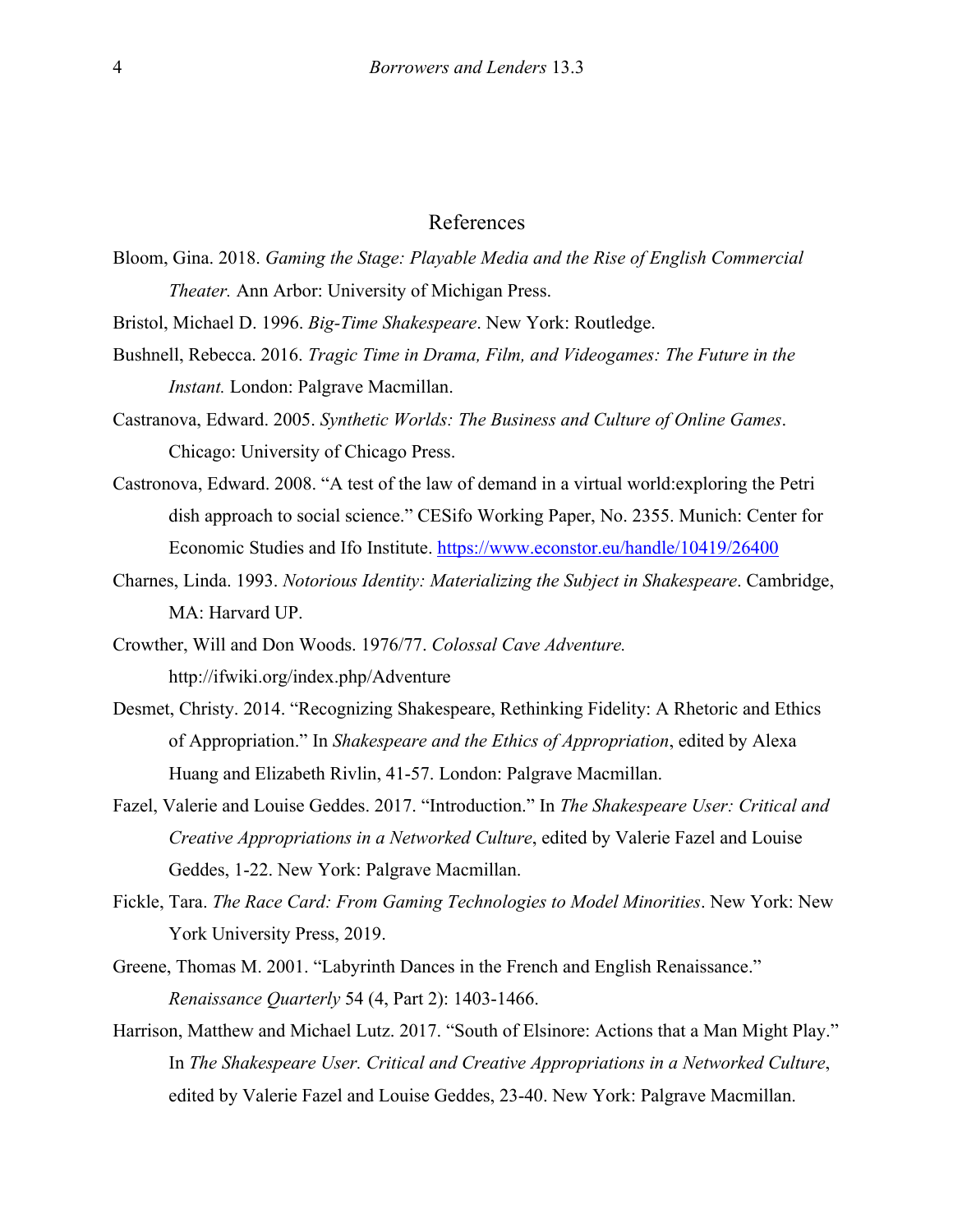## References

Bloom, Gina. 2018. *Gaming the Stage: Playable Media and the Rise of English Commercial Theater.* Ann Arbor: University of Michigan Press.

Bristol, Michael D. 1996. *Big-Time Shakespeare*. New York: Routledge.

Bushnell, Rebecca. 2016. *Tragic Time in Drama, Film, and Videogames: The Future in the Instant.* London: Palgrave Macmillan.

Castranova, Edward. 2005. *Synthetic Worlds: The Business and Culture of Online Games*. Chicago: University of Chicago Press.

Castronova, Edward. 2008. "A test of the law of demand in a virtual world:exploring the Petri dish approach to social science." CESifo Working Paper, No. 2355. Munich: Center for Economic Studies and Ifo Institute. https://www.econstor.eu/handle/10419/26400

Charnes, Linda. 1993. *Notorious Identity: Materializing the Subject in Shakespeare*. Cambridge, MA: Harvard UP.

Crowther, Will and Don Woods. 1976/77. *Colossal Cave Adventure.* http://ifwiki.org/index.php/Adventure

Desmet, Christy. 2014. "Recognizing Shakespeare, Rethinking Fidelity: A Rhetoric and Ethics of Appropriation." In *Shakespeare and the Ethics of Appropriation*, edited by Alexa Huang and Elizabeth Rivlin, 41-57. London: Palgrave Macmillan.

Fazel, Valerie and Louise Geddes. 2017. "Introduction." In *The Shakespeare User: Critical and Creative Appropriations in a Networked Culture*, edited by Valerie Fazel and Louise Geddes, 1-22. New York: Palgrave Macmillan.

Fickle, Tara. *The Race Card: From Gaming Technologies to Model Minorities*. New York: New York University Press, 2019.

Greene, Thomas M. 2001. "Labyrinth Dances in the French and English Renaissance." *Renaissance Quarterly* 54 (4, Part 2): 1403-1466.

Harrison, Matthew and Michael Lutz. 2017. "South of Elsinore: Actions that a Man Might Play." In *The Shakespeare User. Critical and Creative Appropriations in a Networked Culture*, edited by Valerie Fazel and Louise Geddes, 23-40. New York: Palgrave Macmillan.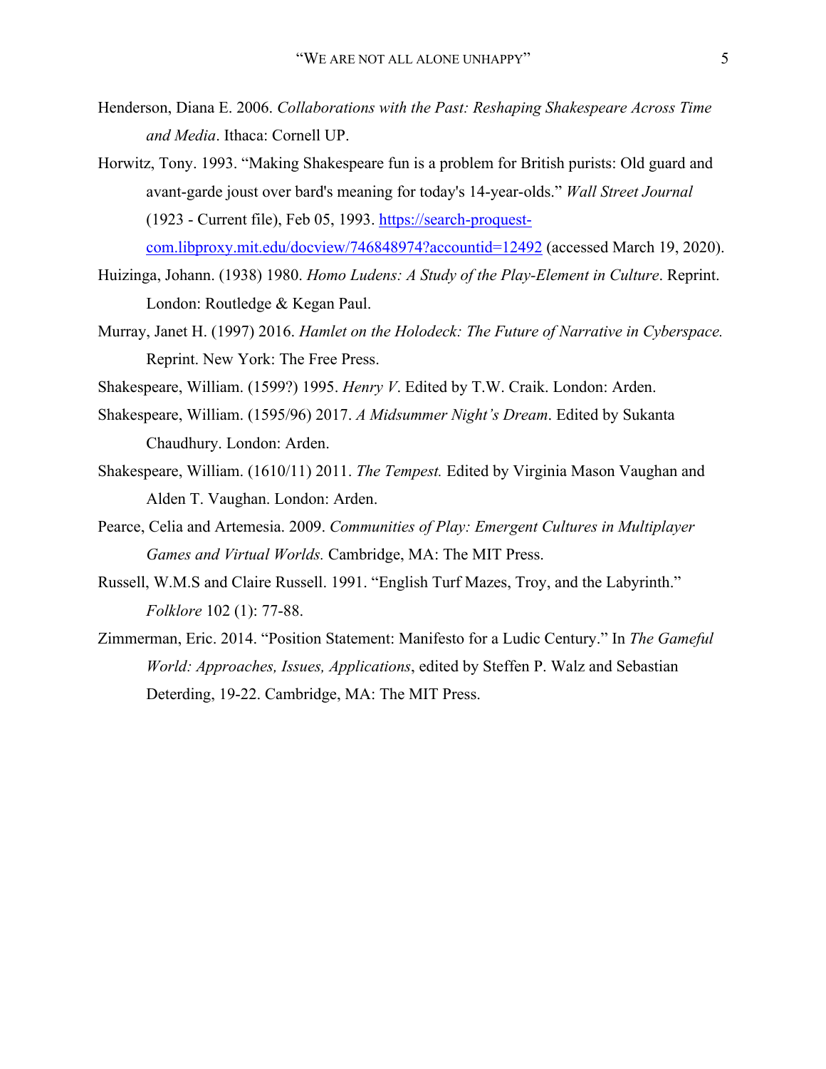Henderson, Diana E. 2006. *Collaborations with the Past: Reshaping Shakespeare Across Time and Media*. Ithaca: Cornell UP.

Horwitz, Tony. 1993. "Making Shakespeare fun is a problem for British purists: Old guard and avant-garde joust over bard's meaning for today's 14-year-olds." *Wall Street Journal* (1923 - Current file), Feb 05, 1993. [https://search-proquest-com.libproxy.mit.edu/docview/746848974?accountid=12492](https://search-proquest-com.libproxy.mit.edu/docview/746848974?accountid=12492) (accessed March 19, 2020).

Huizinga, Johann. (1938) 1980. *Homo Ludens: A Study of the Play-Element in Culture*. Reprint. London: Routledge & Kegan Paul.

Murray, Janet H. (1997) 2016. *Hamlet on the Holodeck: The Future of Narrative in Cyberspace.* Reprint. New York: The Free Press.

Shakespeare, William. (1599?) 1995. *Henry V*. Edited by T.W. Craik. London: Arden.

Shakespeare, William. (1595/96) 2017. *A Midsummer Night's Dream*. Edited by Sukanta Chaudhury. London: Arden.

Shakespeare, William. (1610/11) 2011. *The Tempest.* Edited by Virginia Mason Vaughan and Alden T. Vaughan. London: Arden.

Pearce, Celia and Artemesia. 2009. *Communities of Play: Emergent Cultures in Multiplayer Games and Virtual Worlds.* Cambridge, MA: The MIT Press.

Russell, W.M.S and Claire Russell. 1991. "English Turf Mazes, Troy, and the Labyrinth." *Folklore* 102 (1): 77-88.

Zimmerman, Eric. 2014. "Position Statement: Manifesto for a Ludic Century." In *The Gameful World: Approaches, Issues, Applications*, edited by Steffen P. Walz and Sebastian Deterding, 19-22. Cambridge, MA: The MIT Press.